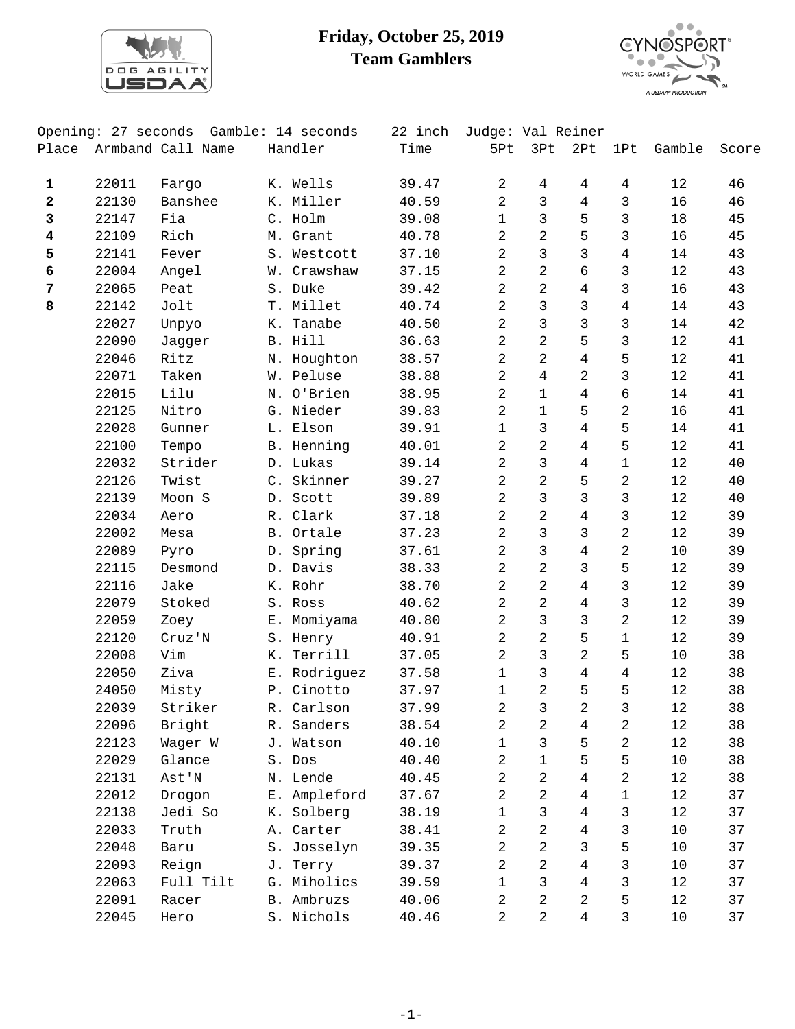# Friday, October 25, 2019
## Team Gamblers

Opening: 27 seconds  Gamble: 14 seconds  22 inch  Judge: Val Reiner

| Place | Armband | Call Name | Handler | Time | 5Pt | 3Pt | 2Pt | 1Pt | Gamble | Score |
|---|---|---|---|---|---|---|---|---|---|---|
| **1** | 22011 | Fargo | K. Wells | 39.47 | 2 | 4 | 4 | 4 | 12 | 46 |
| **2** | 22130 | Banshee | K. Miller | 40.59 | 2 | 3 | 4 | 3 | 16 | 46 |
| **3** | 22147 | Fia | C. Holm | 39.08 | 1 | 3 | 5 | 3 | 18 | 45 |
| **4** | 22109 | Rich | M. Grant | 40.78 | 2 | 2 | 5 | 3 | 16 | 45 |
| **5** | 22141 | Fever | S. Westcott | 37.10 | 2 | 3 | 3 | 4 | 14 | 43 |
| **6** | 22004 | Angel | W. Crawshaw | 37.15 | 2 | 2 | 6 | 3 | 12 | 43 |
| **7** | 22065 | Peat | S. Duke | 39.42 | 2 | 2 | 4 | 3 | 16 | 43 |
| **8** | 22142 | Jolt | T. Millet | 40.74 | 2 | 3 | 3 | 4 | 14 | 43 |
| | 22027 | Unpyo | K. Tanabe | 40.50 | 2 | 3 | 3 | 3 | 14 | 42 |
| | 22090 | Jagger | B. Hill | 36.63 | 2 | 2 | 5 | 3 | 12 | 41 |
| | 22046 | Ritz | N. Houghton | 38.57 | 2 | 2 | 4 | 5 | 12 | 41 |
| | 22071 | Taken | W. Peluse | 38.88 | 2 | 4 | 2 | 3 | 12 | 41 |
| | 22015 | Lilu | N. O'Brien | 38.95 | 2 | 1 | 4 | 6 | 14 | 41 |
| | 22125 | Nitro | G. Nieder | 39.83 | 2 | 1 | 5 | 2 | 16 | 41 |
| | 22028 | Gunner | L. Elson | 39.91 | 1 | 3 | 4 | 5 | 14 | 41 |
| | 22100 | Tempo | B. Henning | 40.01 | 2 | 2 | 4 | 5 | 12 | 41 |
| | 22032 | Strider | D. Lukas | 39.14 | 2 | 3 | 4 | 1 | 12 | 40 |
| | 22126 | Twist | C. Skinner | 39.27 | 2 | 2 | 5 | 2 | 12 | 40 |
| | 22139 | Moon S | D. Scott | 39.89 | 2 | 3 | 3 | 3 | 12 | 40 |
| | 22034 | Aero | R. Clark | 37.18 | 2 | 2 | 4 | 3 | 12 | 39 |
| | 22002 | Mesa | B. Ortale | 37.23 | 2 | 3 | 3 | 2 | 12 | 39 |
| | 22089 | Pyro | D. Spring | 37.61 | 2 | 3 | 4 | 2 | 10 | 39 |
| | 22115 | Desmond | D. Davis | 38.33 | 2 | 2 | 3 | 5 | 12 | 39 |
| | 22116 | Jake | K. Rohr | 38.70 | 2 | 2 | 4 | 3 | 12 | 39 |
| | 22079 | Stoked | S. Ross | 40.62 | 2 | 2 | 4 | 3 | 12 | 39 |
| | 22059 | Zoey | E. Momiyama | 40.80 | 2 | 3 | 3 | 2 | 12 | 39 |
| | 22120 | Cruz'N | S. Henry | 40.91 | 2 | 2 | 5 | 1 | 12 | 39 |
| | 22008 | Vim | K. Terrill | 37.05 | 2 | 3 | 2 | 5 | 10 | 38 |
| | 22050 | Ziva | E. Rodriguez | 37.58 | 1 | 3 | 4 | 4 | 12 | 38 |
| | 24050 | Misty | P. Cinotto | 37.97 | 1 | 2 | 5 | 5 | 12 | 38 |
| | 22039 | Striker | R. Carlson | 37.99 | 2 | 3 | 2 | 3 | 12 | 38 |
| | 22096 | Bright | R. Sanders | 38.54 | 2 | 2 | 4 | 2 | 12 | 38 |
| | 22123 | Wager W | J. Watson | 40.10 | 1 | 3 | 5 | 2 | 12 | 38 |
| | 22029 | Glance | S. Dos | 40.40 | 2 | 1 | 5 | 5 | 10 | 38 |
| | 22131 | Ast'N | N. Lende | 40.45 | 2 | 2 | 4 | 2 | 12 | 38 |
| | 22012 | Drogon | E. Ampleford | 37.67 | 2 | 2 | 4 | 1 | 12 | 37 |
| | 22138 | Jedi So | K. Solberg | 38.19 | 1 | 3 | 4 | 3 | 12 | 37 |
| | 22033 | Truth | A. Carter | 38.41 | 2 | 2 | 4 | 3 | 10 | 37 |
| | 22048 | Baru | S. Josselyn | 39.35 | 2 | 2 | 3 | 5 | 10 | 37 |
| | 22093 | Reign | J. Terry | 39.37 | 2 | 2 | 4 | 3 | 10 | 37 |
| | 22063 | Full Tilt | G. Miholics | 39.59 | 1 | 3 | 4 | 3 | 12 | 37 |
| | 22091 | Racer | B. Ambruzs | 40.06 | 2 | 2 | 2 | 5 | 12 | 37 |
| | 22045 | Hero | S. Nichols | 40.46 | 2 | 2 | 4 | 3 | 10 | 37 |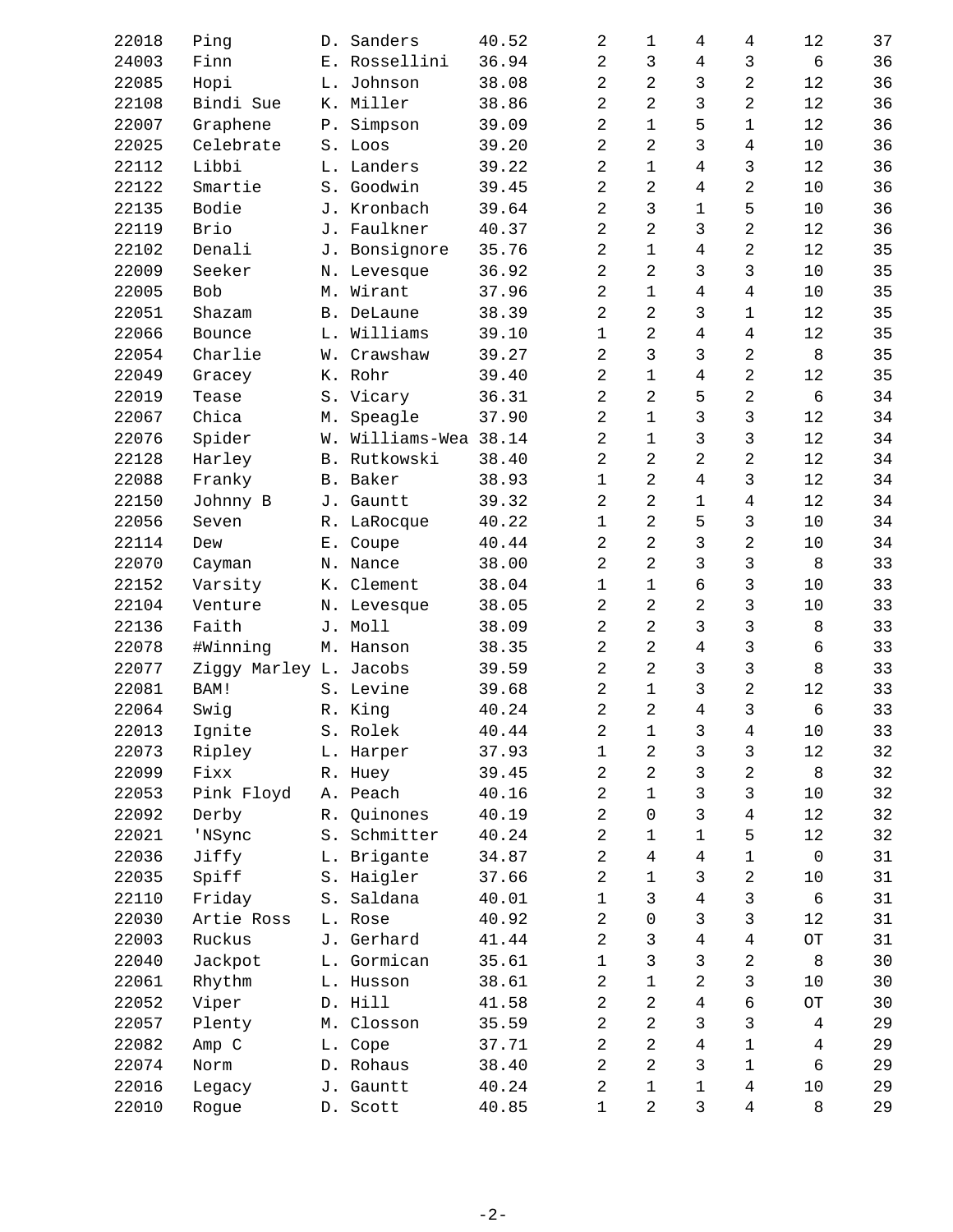| | | | | | | | | | |
|---|---|---|---|---|---|---|---|---|---|
| 22018 | Ping | D. Sanders | 40.52 | 2 | 1 | 4 | 4 | 12 | 37 |
| 24003 | Finn | E. Rossellini | 36.94 | 2 | 3 | 4 | 3 | 6 | 36 |
| 22085 | Hopi | L. Johnson | 38.08 | 2 | 2 | 3 | 2 | 12 | 36 |
| 22108 | Bindi Sue | K. Miller | 38.86 | 2 | 2 | 3 | 2 | 12 | 36 |
| 22007 | Graphene | P. Simpson | 39.09 | 2 | 1 | 5 | 1 | 12 | 36 |
| 22025 | Celebrate | S. Loos | 39.20 | 2 | 2 | 3 | 4 | 10 | 36 |
| 22112 | Libbi | L. Landers | 39.22 | 2 | 1 | 4 | 3 | 12 | 36 |
| 22122 | Smartie | S. Goodwin | 39.45 | 2 | 2 | 4 | 2 | 10 | 36 |
| 22135 | Bodie | J. Kronbach | 39.64 | 2 | 3 | 1 | 5 | 10 | 36 |
| 22119 | Brio | J. Faulkner | 40.37 | 2 | 2 | 3 | 2 | 12 | 36 |
| 22102 | Denali | J. Bonsignore | 35.76 | 2 | 1 | 4 | 2 | 12 | 35 |
| 22009 | Seeker | N. Levesque | 36.92 | 2 | 2 | 3 | 3 | 10 | 35 |
| 22005 | Bob | M. Wirant | 37.96 | 2 | 1 | 4 | 4 | 10 | 35 |
| 22051 | Shazam | B. DeLaune | 38.39 | 2 | 2 | 3 | 1 | 12 | 35 |
| 22066 | Bounce | L. Williams | 39.10 | 1 | 2 | 4 | 4 | 12 | 35 |
| 22054 | Charlie | W. Crawshaw | 39.27 | 2 | 3 | 3 | 2 | 8 | 35 |
| 22049 | Gracey | K. Rohr | 39.40 | 2 | 1 | 4 | 2 | 12 | 35 |
| 22019 | Tease | S. Vicary | 36.31 | 2 | 2 | 5 | 2 | 6 | 34 |
| 22067 | Chica | M. Speagle | 37.90 | 2 | 1 | 3 | 3 | 12 | 34 |
| 22076 | Spider | W. Williams-Wea | 38.14 | 2 | 1 | 3 | 3 | 12 | 34 |
| 22128 | Harley | B. Rutkowski | 38.40 | 2 | 2 | 2 | 2 | 12 | 34 |
| 22088 | Franky | B. Baker | 38.93 | 1 | 2 | 4 | 3 | 12 | 34 |
| 22150 | Johnny B | J. Gauntt | 39.32 | 2 | 2 | 1 | 4 | 12 | 34 |
| 22056 | Seven | R. LaRocque | 40.22 | 1 | 2 | 5 | 3 | 10 | 34 |
| 22114 | Dew | E. Coupe | 40.44 | 2 | 2 | 3 | 2 | 10 | 34 |
| 22070 | Cayman | N. Nance | 38.00 | 2 | 2 | 3 | 3 | 8 | 33 |
| 22152 | Varsity | K. Clement | 38.04 | 1 | 1 | 6 | 3 | 10 | 33 |
| 22104 | Venture | N. Levesque | 38.05 | 2 | 2 | 2 | 3 | 10 | 33 |
| 22136 | Faith | J. Moll | 38.09 | 2 | 2 | 3 | 3 | 8 | 33 |
| 22078 | #Winning | M. Hanson | 38.35 | 2 | 2 | 4 | 3 | 6 | 33 |
| 22077 | Ziggy Marley | L. Jacobs | 39.59 | 2 | 2 | 3 | 3 | 8 | 33 |
| 22081 | BAM! | S. Levine | 39.68 | 2 | 1 | 3 | 2 | 12 | 33 |
| 22064 | Swig | R. King | 40.24 | 2 | 2 | 4 | 3 | 6 | 33 |
| 22013 | Ignite | S. Rolek | 40.44 | 2 | 1 | 3 | 4 | 10 | 33 |
| 22073 | Ripley | L. Harper | 37.93 | 1 | 2 | 3 | 3 | 12 | 32 |
| 22099 | Fixx | R. Huey | 39.45 | 2 | 2 | 3 | 2 | 8 | 32 |
| 22053 | Pink Floyd | A. Peach | 40.16 | 2 | 1 | 3 | 3 | 10 | 32 |
| 22092 | Derby | R. Quinones | 40.19 | 2 | 0 | 3 | 4 | 12 | 32 |
| 22021 | 'NSync | S. Schmitter | 40.24 | 2 | 1 | 1 | 5 | 12 | 32 |
| 22036 | Jiffy | L. Brigante | 34.87 | 2 | 4 | 4 | 1 | 0 | 31 |
| 22035 | Spiff | S. Haigler | 37.66 | 2 | 1 | 3 | 2 | 10 | 31 |
| 22110 | Friday | S. Saldana | 40.01 | 1 | 3 | 4 | 3 | 6 | 31 |
| 22030 | Artie Ross | L. Rose | 40.92 | 2 | 0 | 3 | 3 | 12 | 31 |
| 22003 | Ruckus | J. Gerhard | 41.44 | 2 | 3 | 4 | 4 | OT | 31 |
| 22040 | Jackpot | L. Gormican | 35.61 | 1 | 3 | 3 | 2 | 8 | 30 |
| 22061 | Rhythm | L. Husson | 38.61 | 2 | 1 | 2 | 3 | 10 | 30 |
| 22052 | Viper | D. Hill | 41.58 | 2 | 2 | 4 | 6 | OT | 30 |
| 22057 | Plenty | M. Closson | 35.59 | 2 | 2 | 3 | 3 | 4 | 29 |
| 22082 | Amp C | L. Cope | 37.71 | 2 | 2 | 4 | 1 | 4 | 29 |
| 22074 | Norm | D. Rohaus | 38.40 | 2 | 2 | 3 | 1 | 6 | 29 |
| 22016 | Legacy | J. Gauntt | 40.24 | 2 | 1 | 1 | 4 | 10 | 29 |
| 22010 | Rogue | D. Scott | 40.85 | 1 | 2 | 3 | 4 | 8 | 29 |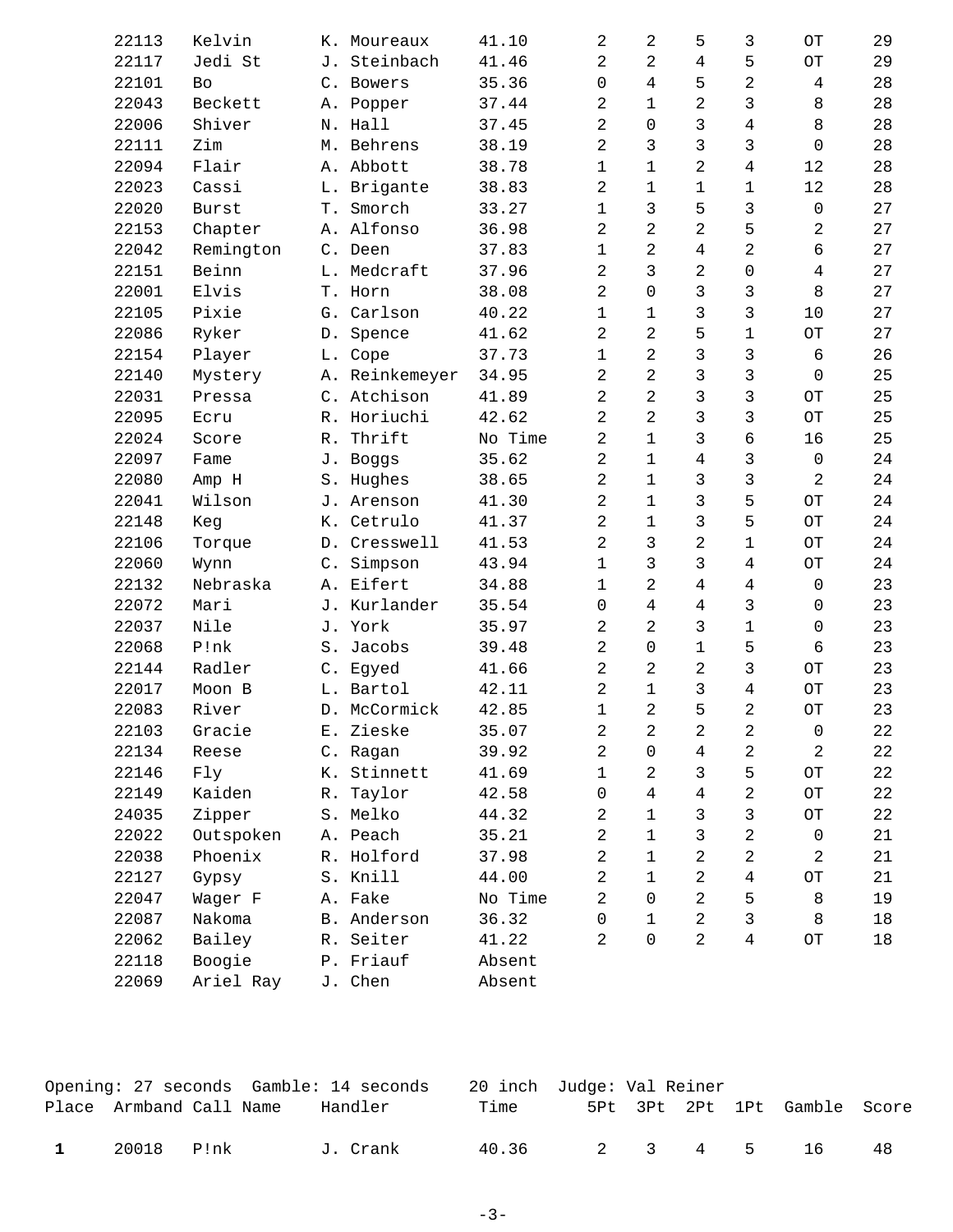| Place | Armband | Call Name | Handler | Time | 5Pt | 3Pt | 2Pt | 1Pt | Gamble | Score |
|---|---|---|---|---|---|---|---|---|---|---|
| | 22113 | Kelvin | K. Moureaux | 41.10 | 2 | 2 | 5 | 3 | OT | 29 |
| | 22117 | Jedi St | J. Steinbach | 41.46 | 2 | 2 | 4 | 5 | OT | 29 |
| | 22101 | Bo | C. Bowers | 35.36 | 0 | 4 | 5 | 2 | 4 | 28 |
| | 22043 | Beckett | A. Popper | 37.44 | 2 | 1 | 2 | 3 | 8 | 28 |
| | 22006 | Shiver | N. Hall | 37.45 | 2 | 0 | 3 | 4 | 8 | 28 |
| | 22111 | Zim | M. Behrens | 38.19 | 2 | 3 | 3 | 3 | 0 | 28 |
| | 22094 | Flair | A. Abbott | 38.78 | 1 | 1 | 2 | 4 | 12 | 28 |
| | 22023 | Cassi | L. Brigante | 38.83 | 2 | 1 | 1 | 1 | 12 | 28 |
| | 22020 | Burst | T. Smorch | 33.27 | 1 | 3 | 5 | 3 | 0 | 27 |
| | 22153 | Chapter | A. Alfonso | 36.98 | 2 | 2 | 2 | 5 | 2 | 27 |
| | 22042 | Remington | C. Deen | 37.83 | 1 | 2 | 4 | 2 | 6 | 27 |
| | 22151 | Beinn | L. Medcraft | 37.96 | 2 | 3 | 2 | 0 | 4 | 27 |
| | 22001 | Elvis | T. Horn | 38.08 | 2 | 0 | 3 | 3 | 8 | 27 |
| | 22105 | Pixie | G. Carlson | 40.22 | 1 | 1 | 3 | 3 | 10 | 27 |
| | 22086 | Ryker | D. Spence | 41.62 | 2 | 2 | 5 | 1 | OT | 27 |
| | 22154 | Player | L. Cope | 37.73 | 1 | 2 | 3 | 3 | 6 | 26 |
| | 22140 | Mystery | A. Reinkemeyer | 34.95 | 2 | 2 | 3 | 3 | 0 | 25 |
| | 22031 | Pressa | C. Atchison | 41.89 | 2 | 2 | 3 | 3 | OT | 25 |
| | 22095 | Ecru | R. Horiuchi | 42.62 | 2 | 2 | 3 | 3 | OT | 25 |
| | 22024 | Score | R. Thrift | No Time | 2 | 1 | 3 | 6 | 16 | 25 |
| | 22097 | Fame | J. Boggs | 35.62 | 2 | 1 | 4 | 3 | 0 | 24 |
| | 22080 | Amp H | S. Hughes | 38.65 | 2 | 1 | 3 | 3 | 2 | 24 |
| | 22041 | Wilson | J. Arenson | 41.30 | 2 | 1 | 3 | 5 | OT | 24 |
| | 22148 | Keg | K. Cetrulo | 41.37 | 2 | 1 | 3 | 5 | OT | 24 |
| | 22106 | Torque | D. Cresswell | 41.53 | 2 | 3 | 2 | 1 | OT | 24 |
| | 22060 | Wynn | C. Simpson | 43.94 | 1 | 3 | 3 | 4 | OT | 24 |
| | 22132 | Nebraska | A. Eifert | 34.88 | 1 | 2 | 4 | 4 | 0 | 23 |
| | 22072 | Mari | J. Kurlander | 35.54 | 0 | 4 | 4 | 3 | 0 | 23 |
| | 22037 | Nile | J. York | 35.97 | 2 | 2 | 3 | 1 | 0 | 23 |
| | 22068 | P!nk | S. Jacobs | 39.48 | 2 | 0 | 1 | 5 | 6 | 23 |
| | 22144 | Radler | C. Egyed | 41.66 | 2 | 2 | 2 | 3 | OT | 23 |
| | 22017 | Moon B | L. Bartol | 42.11 | 2 | 1 | 3 | 4 | OT | 23 |
| | 22083 | River | D. McCormick | 42.85 | 1 | 2 | 5 | 2 | OT | 23 |
| | 22103 | Gracie | E. Zieske | 35.07 | 2 | 2 | 2 | 2 | 0 | 22 |
| | 22134 | Reese | C. Ragan | 39.92 | 2 | 0 | 4 | 2 | 2 | 22 |
| | 22146 | Fly | K. Stinnett | 41.69 | 1 | 2 | 3 | 5 | OT | 22 |
| | 22149 | Kaiden | R. Taylor | 42.58 | 0 | 4 | 4 | 2 | OT | 22 |
| | 24035 | Zipper | S. Melko | 44.32 | 2 | 1 | 3 | 3 | OT | 22 |
| | 22022 | Outspoken | A. Peach | 35.21 | 2 | 1 | 3 | 2 | 0 | 21 |
| | 22038 | Phoenix | R. Holford | 37.98 | 2 | 1 | 2 | 2 | 2 | 21 |
| | 22127 | Gypsy | S. Knill | 44.00 | 2 | 1 | 2 | 4 | OT | 21 |
| | 22047 | Wager F | A. Fake | No Time | 2 | 0 | 2 | 5 | 8 | 19 |
| | 22087 | Nakoma | B. Anderson | 36.32 | 0 | 1 | 2 | 3 | 8 | 18 |
| | 22062 | Bailey | R. Seiter | 41.22 | 2 | 0 | 2 | 4 | OT | 18 |
| | 22118 | Boogie | P. Friauf | Absent | | | | | | |
| | 22069 | Ariel Ray | J. Chen | Absent | | | | | | |

Opening: 27 seconds Gamble: 14 seconds 20 inch Judge: Val Reiner

| Place | Armband | Call Name | Handler | Time | 5Pt | 3Pt | 2Pt | 1Pt | Gamble | Score |
|---|---|---|---|---|---|---|---|---|---|---|
| **1** | 20018 | P!nk | J. Crank | 40.36 | 2 | 3 | 4 | 5 | 16 | 48 |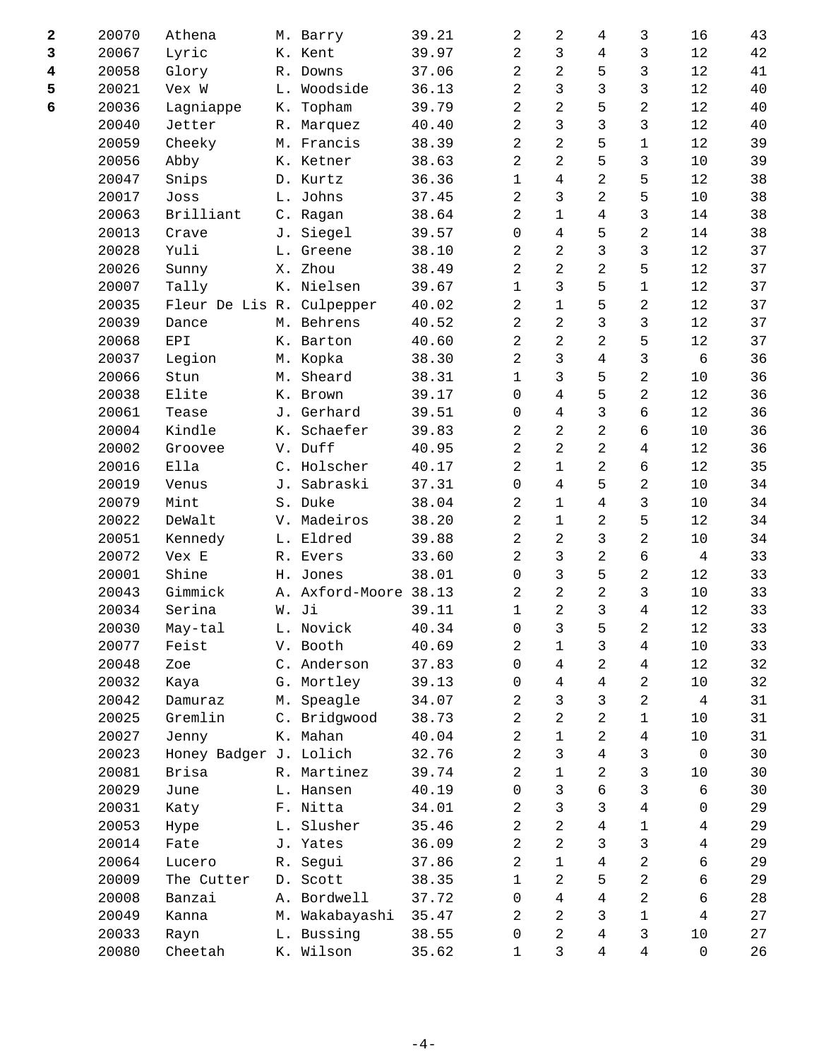| | | | | | | | | | | |
|---|---|---|---|---|---|---|---|---|---|---|
| **2** | 20070 | Athena | M. Barry | 39.21 | 2 | 2 | 4 | 3 | 16 | 43 |
| **3** | 20067 | Lyric | K. Kent | 39.97 | 2 | 3 | 4 | 3 | 12 | 42 |
| **4** | 20058 | Glory | R. Downs | 37.06 | 2 | 2 | 5 | 3 | 12 | 41 |
| **5** | 20021 | Vex W | L. Woodside | 36.13 | 2 | 3 | 3 | 3 | 12 | 40 |
| **6** | 20036 | Lagniappe | K. Topham | 39.79 | 2 | 2 | 5 | 2 | 12 | 40 |
| | 20040 | Jetter | R. Marquez | 40.40 | 2 | 3 | 3 | 3 | 12 | 40 |
| | 20059 | Cheeky | M. Francis | 38.39 | 2 | 2 | 5 | 1 | 12 | 39 |
| | 20056 | Abby | K. Ketner | 38.63 | 2 | 2 | 5 | 3 | 10 | 39 |
| | 20047 | Snips | D. Kurtz | 36.36 | 1 | 4 | 2 | 5 | 12 | 38 |
| | 20017 | Joss | L. Johns | 37.45 | 2 | 3 | 2 | 5 | 10 | 38 |
| | 20063 | Brilliant | C. Ragan | 38.64 | 2 | 1 | 4 | 3 | 14 | 38 |
| | 20013 | Crave | J. Siegel | 39.57 | 0 | 4 | 5 | 2 | 14 | 38 |
| | 20028 | Yuli | L. Greene | 38.10 | 2 | 2 | 3 | 3 | 12 | 37 |
| | 20026 | Sunny | X. Zhou | 38.49 | 2 | 2 | 2 | 5 | 12 | 37 |
| | 20007 | Tally | K. Nielsen | 39.67 | 1 | 3 | 5 | 1 | 12 | 37 |
| | 20035 | Fleur De Lis | R. Culpepper | 40.02 | 2 | 1 | 5 | 2 | 12 | 37 |
| | 20039 | Dance | M. Behrens | 40.52 | 2 | 2 | 3 | 3 | 12 | 37 |
| | 20068 | EPI | K. Barton | 40.60 | 2 | 2 | 2 | 5 | 12 | 37 |
| | 20037 | Legion | M. Kopka | 38.30 | 2 | 3 | 4 | 3 | 6 | 36 |
| | 20066 | Stun | M. Sheard | 38.31 | 1 | 3 | 5 | 2 | 10 | 36 |
| | 20038 | Elite | K. Brown | 39.17 | 0 | 4 | 5 | 2 | 12 | 36 |
| | 20061 | Tease | J. Gerhard | 39.51 | 0 | 4 | 3 | 6 | 12 | 36 |
| | 20004 | Kindle | K. Schaefer | 39.83 | 2 | 2 | 2 | 6 | 10 | 36 |
| | 20002 | Groovee | V. Duff | 40.95 | 2 | 2 | 2 | 4 | 12 | 36 |
| | 20016 | Ella | C. Holscher | 40.17 | 2 | 1 | 2 | 6 | 12 | 35 |
| | 20019 | Venus | J. Sabraski | 37.31 | 0 | 4 | 5 | 2 | 10 | 34 |
| | 20079 | Mint | S. Duke | 38.04 | 2 | 1 | 4 | 3 | 10 | 34 |
| | 20022 | DeWalt | V. Madeiros | 38.20 | 2 | 1 | 2 | 5 | 12 | 34 |
| | 20051 | Kennedy | L. Eldred | 39.88 | 2 | 2 | 3 | 2 | 10 | 34 |
| | 20072 | Vex E | R. Evers | 33.60 | 2 | 3 | 2 | 6 | 4 | 33 |
| | 20001 | Shine | H. Jones | 38.01 | 0 | 3 | 5 | 2 | 12 | 33 |
| | 20043 | Gimmick | A. Axford-Moore | 38.13 | 2 | 2 | 2 | 3 | 10 | 33 |
| | 20034 | Serina | W. Ji | 39.11 | 1 | 2 | 3 | 4 | 12 | 33 |
| | 20030 | May-tal | L. Novick | 40.34 | 0 | 3 | 5 | 2 | 12 | 33 |
| | 20077 | Feist | V. Booth | 40.69 | 2 | 1 | 3 | 4 | 10 | 33 |
| | 20048 | Zoe | C. Anderson | 37.83 | 0 | 4 | 2 | 4 | 12 | 32 |
| | 20032 | Kaya | G. Mortley | 39.13 | 0 | 4 | 4 | 2 | 10 | 32 |
| | 20042 | Damuraz | M. Speagle | 34.07 | 2 | 3 | 3 | 2 | 4 | 31 |
| | 20025 | Gremlin | C. Bridgwood | 38.73 | 2 | 2 | 2 | 1 | 10 | 31 |
| | 20027 | Jenny | K. Mahan | 40.04 | 2 | 1 | 2 | 4 | 10 | 31 |
| | 20023 | Honey Badger | J. Lolich | 32.76 | 2 | 3 | 4 | 3 | 0 | 30 |
| | 20081 | Brisa | R. Martinez | 39.74 | 2 | 1 | 2 | 3 | 10 | 30 |
| | 20029 | June | L. Hansen | 40.19 | 0 | 3 | 6 | 3 | 6 | 30 |
| | 20031 | Katy | F. Nitta | 34.01 | 2 | 3 | 3 | 4 | 0 | 29 |
| | 20053 | Hype | L. Slusher | 35.46 | 2 | 2 | 4 | 1 | 4 | 29 |
| | 20014 | Fate | J. Yates | 36.09 | 2 | 2 | 3 | 3 | 4 | 29 |
| | 20064 | Lucero | R. Segui | 37.86 | 2 | 1 | 4 | 2 | 6 | 29 |
| | 20009 | The Cutter | D. Scott | 38.35 | 1 | 2 | 5 | 2 | 6 | 29 |
| | 20008 | Banzai | A. Bordwell | 37.72 | 0 | 4 | 4 | 2 | 6 | 28 |
| | 20049 | Kanna | M. Wakabayashi | 35.47 | 2 | 2 | 3 | 1 | 4 | 27 |
| | 20033 | Rayn | L. Bussing | 38.55 | 0 | 2 | 4 | 3 | 10 | 27 |
| | 20080 | Cheetah | K. Wilson | 35.62 | 1 | 3 | 4 | 4 | 0 | 26 |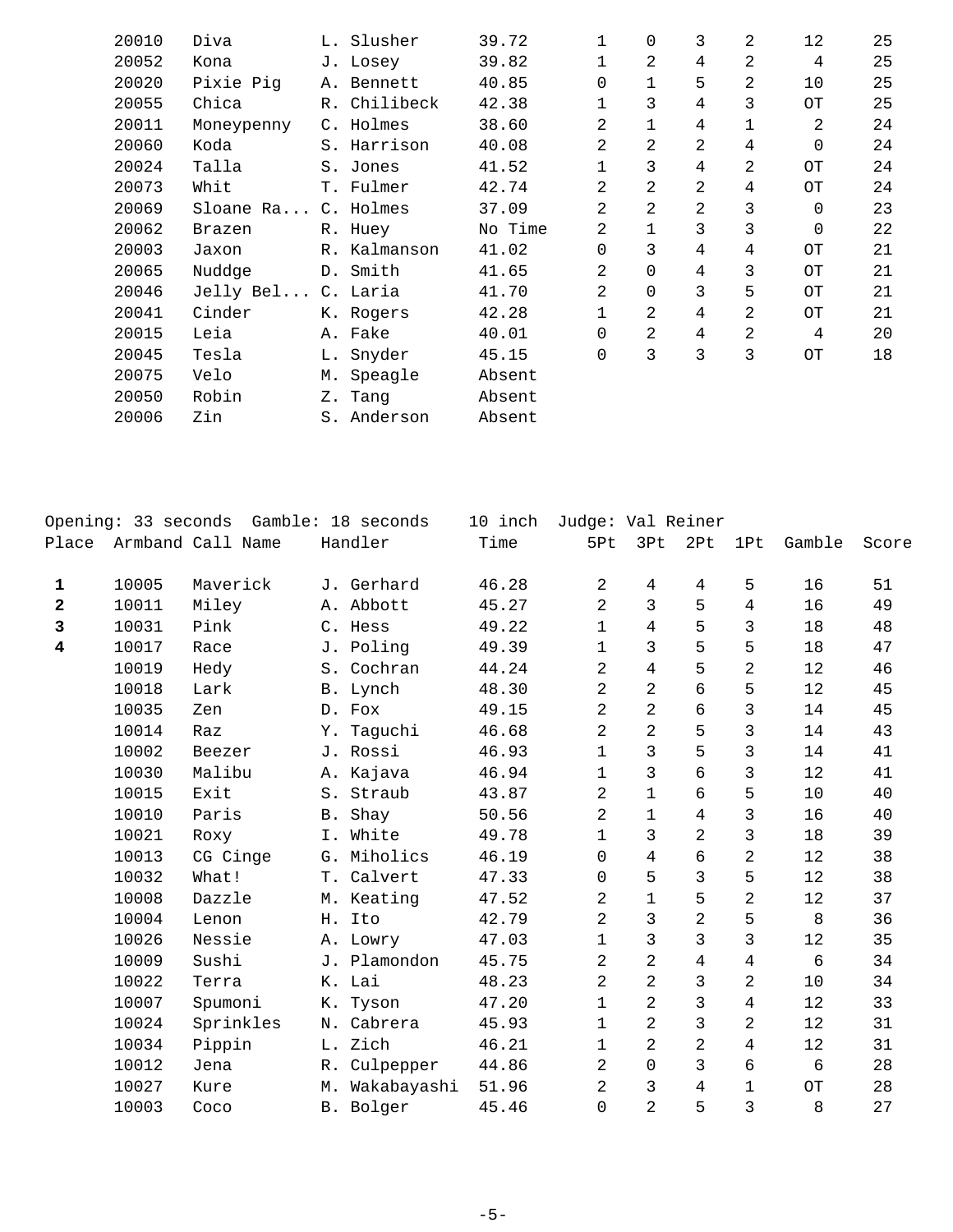| Place | Armband | Call Name | Handler | Time | 5Pt | 3Pt | 2Pt | 1Pt | Gamble | Score |
|---|---|---|---|---|---|---|---|---|---|---|
| | 20010 | Diva | L. Slusher | 39.72 | 1 | 0 | 3 | 2 | 12 | 25 |
| | 20052 | Kona | J. Losey | 39.82 | 1 | 2 | 4 | 2 | 4 | 25 |
| | 20020 | Pixie Pig | A. Bennett | 40.85 | 0 | 1 | 5 | 2 | 10 | 25 |
| | 20055 | Chica | R. Chilibeck | 42.38 | 1 | 3 | 4 | 3 | OT | 25 |
| | 20011 | Moneypenny | C. Holmes | 38.60 | 2 | 1 | 4 | 1 | 2 | 24 |
| | 20060 | Koda | S. Harrison | 40.08 | 2 | 2 | 2 | 4 | 0 | 24 |
| | 20024 | Talla | S. Jones | 41.52 | 1 | 3 | 4 | 2 | OT | 24 |
| | 20073 | Whit | T. Fulmer | 42.74 | 2 | 2 | 2 | 4 | OT | 24 |
| | 20069 | Sloane Ra... | C. Holmes | 37.09 | 2 | 2 | 2 | 3 | 0 | 23 |
| | 20062 | Brazen | R. Huey | No Time | 2 | 1 | 3 | 3 | 0 | 22 |
| | 20003 | Jaxon | R. Kalmanson | 41.02 | 0 | 3 | 4 | 4 | OT | 21 |
| | 20065 | Nuddge | D. Smith | 41.65 | 2 | 0 | 4 | 3 | OT | 21 |
| | 20046 | Jelly Bel... | C. Laria | 41.70 | 2 | 0 | 3 | 5 | OT | 21 |
| | 20041 | Cinder | K. Rogers | 42.28 | 1 | 2 | 4 | 2 | OT | 21 |
| | 20015 | Leia | A. Fake | 40.01 | 0 | 2 | 4 | 2 | 4 | 20 |
| | 20045 | Tesla | L. Snyder | 45.15 | 0 | 3 | 3 | 3 | OT | 18 |
| | 20075 | Velo | M. Speagle | Absent | | | | | | |
| | 20050 | Robin | Z. Tang | Absent | | | | | | |
| | 20006 | Zin | S. Anderson | Absent | | | | | | |

Opening: 33 seconds  Gamble: 18 seconds  10 inch  Judge: Val Reiner

| Place | Armband | Call Name | Handler | Time | 5Pt | 3Pt | 2Pt | 1Pt | Gamble | Score |
|---|---|---|---|---|---|---|---|---|---|---|
| **1** | 10005 | Maverick | J. Gerhard | 46.28 | 2 | 4 | 4 | 5 | 16 | 51 |
| **2** | 10011 | Miley | A. Abbott | 45.27 | 2 | 3 | 5 | 4 | 16 | 49 |
| **3** | 10031 | Pink | C. Hess | 49.22 | 1 | 4 | 5 | 3 | 18 | 48 |
| **4** | 10017 | Race | J. Poling | 49.39 | 1 | 3 | 5 | 5 | 18 | 47 |
| | 10019 | Hedy | S. Cochran | 44.24 | 2 | 4 | 5 | 2 | 12 | 46 |
| | 10018 | Lark | B. Lynch | 48.30 | 2 | 2 | 6 | 5 | 12 | 45 |
| | 10035 | Zen | D. Fox | 49.15 | 2 | 2 | 6 | 3 | 14 | 45 |
| | 10014 | Raz | Y. Taguchi | 46.68 | 2 | 2 | 5 | 3 | 14 | 43 |
| | 10002 | Beezer | J. Rossi | 46.93 | 1 | 3 | 5 | 3 | 14 | 41 |
| | 10030 | Malibu | A. Kajava | 46.94 | 1 | 3 | 6 | 3 | 12 | 41 |
| | 10015 | Exit | S. Straub | 43.87 | 2 | 1 | 6 | 5 | 10 | 40 |
| | 10010 | Paris | B. Shay | 50.56 | 2 | 1 | 4 | 3 | 16 | 40 |
| | 10021 | Roxy | I. White | 49.78 | 1 | 3 | 2 | 3 | 18 | 39 |
| | 10013 | CG Cinge | G. Miholics | 46.19 | 0 | 4 | 6 | 2 | 12 | 38 |
| | 10032 | What! | T. Calvert | 47.33 | 0 | 5 | 3 | 5 | 12 | 38 |
| | 10008 | Dazzle | M. Keating | 47.52 | 2 | 1 | 5 | 2 | 12 | 37 |
| | 10004 | Lenon | H. Ito | 42.79 | 2 | 3 | 2 | 5 | 8 | 36 |
| | 10026 | Nessie | A. Lowry | 47.03 | 1 | 3 | 3 | 3 | 12 | 35 |
| | 10009 | Sushi | J. Plamondon | 45.75 | 2 | 2 | 4 | 4 | 6 | 34 |
| | 10022 | Terra | K. Lai | 48.23 | 2 | 2 | 3 | 2 | 10 | 34 |
| | 10007 | Spumoni | K. Tyson | 47.20 | 1 | 2 | 3 | 4 | 12 | 33 |
| | 10024 | Sprinkles | N. Cabrera | 45.93 | 1 | 2 | 3 | 2 | 12 | 31 |
| | 10034 | Pippin | L. Zich | 46.21 | 1 | 2 | 2 | 4 | 12 | 31 |
| | 10012 | Jena | R. Culpepper | 44.86 | 2 | 0 | 3 | 6 | 6 | 28 |
| | 10027 | Kure | M. Wakabayashi | 51.96 | 2 | 3 | 4 | 1 | OT | 28 |
| | 10003 | Coco | B. Bolger | 45.46 | 0 | 2 | 5 | 3 | 8 | 27 |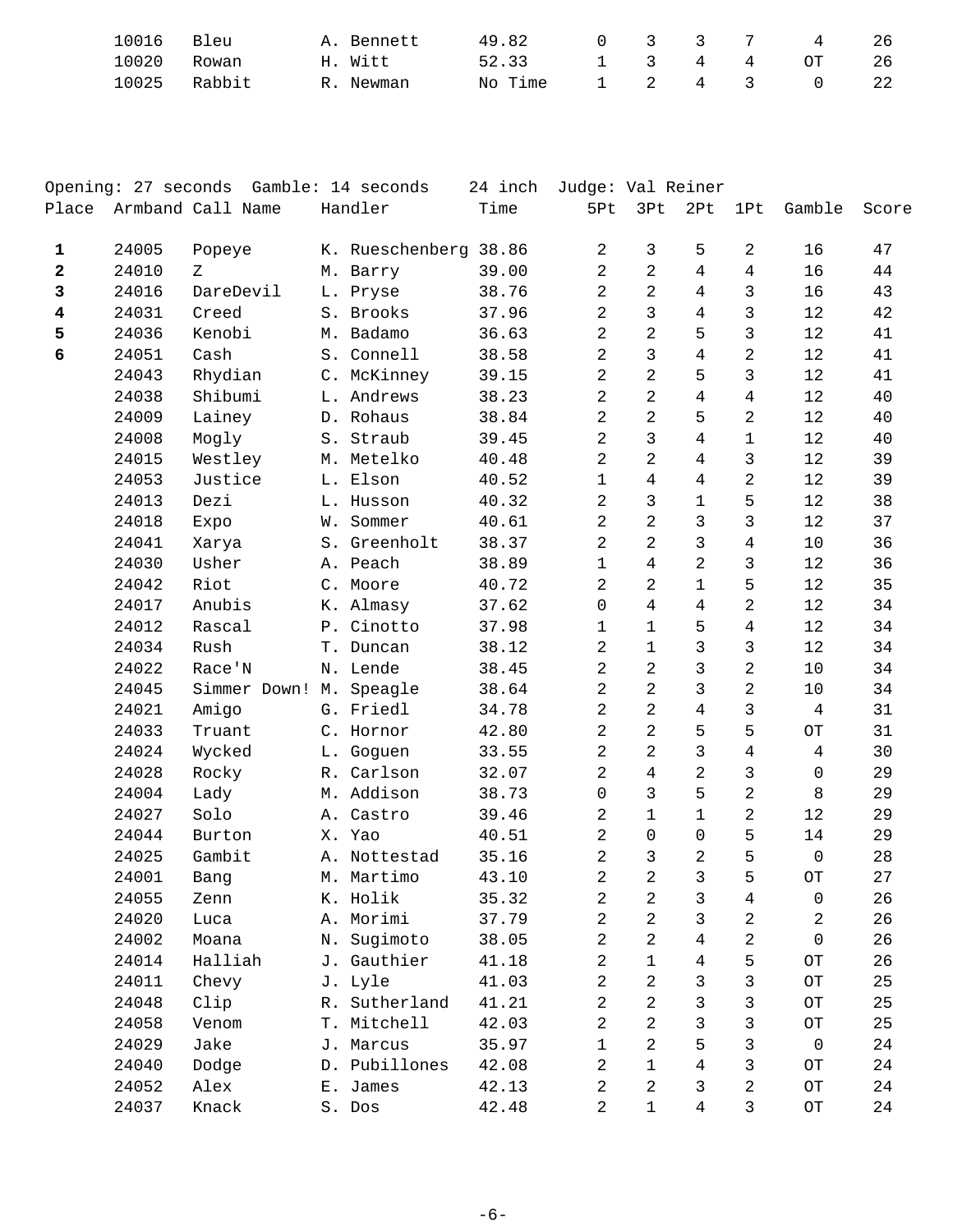| Place | Armband | Call Name | Handler | Time | 5Pt | 3Pt | 2Pt | 1Pt | Gamble | Score |
|---|---|---|---|---|---|---|---|---|---|---|
| | 10016 | Bleu | A. Bennett | 49.82 | 0 | 3 | 3 | 7 | 4 | 26 |
| | 10020 | Rowan | H. Witt | 52.33 | 1 | 3 | 4 | 4 | OT | 26 |
| | 10025 | Rabbit | R. Newman | No Time | 1 | 2 | 4 | 3 | 0 | 22 |

Opening: 27 seconds Gamble: 14 seconds 24 inch Judge: Val Reiner

| Place | Armband | Call Name | Handler | Time | 5Pt | 3Pt | 2Pt | 1Pt | Gamble | Score |
|---|---|---|---|---|---|---|---|---|---|---|
| **1** | 24005 | Popeye | K. Rueschenberg | 38.86 | 2 | 3 | 5 | 2 | 16 | 47 |
| **2** | 24010 | Z | M. Barry | 39.00 | 2 | 2 | 4 | 4 | 16 | 44 |
| **3** | 24016 | DareDevil | L. Pryse | 38.76 | 2 | 2 | 4 | 3 | 16 | 43 |
| **4** | 24031 | Creed | S. Brooks | 37.96 | 2 | 3 | 4 | 3 | 12 | 42 |
| **5** | 24036 | Kenobi | M. Badamo | 36.63 | 2 | 2 | 5 | 3 | 12 | 41 |
| **6** | 24051 | Cash | S. Connell | 38.58 | 2 | 3 | 4 | 2 | 12 | 41 |
| | 24043 | Rhydian | C. McKinney | 39.15 | 2 | 2 | 5 | 3 | 12 | 41 |
| | 24038 | Shibumi | L. Andrews | 38.23 | 2 | 2 | 4 | 4 | 12 | 40 |
| | 24009 | Lainey | D. Rohaus | 38.84 | 2 | 2 | 5 | 2 | 12 | 40 |
| | 24008 | Mogly | S. Straub | 39.45 | 2 | 3 | 4 | 1 | 12 | 40 |
| | 24015 | Westley | M. Metelko | 40.48 | 2 | 2 | 4 | 3 | 12 | 39 |
| | 24053 | Justice | L. Elson | 40.52 | 1 | 4 | 4 | 2 | 12 | 39 |
| | 24013 | Dezi | L. Husson | 40.32 | 2 | 3 | 1 | 5 | 12 | 38 |
| | 24018 | Expo | W. Sommer | 40.61 | 2 | 2 | 3 | 3 | 12 | 37 |
| | 24041 | Xarya | S. Greenholt | 38.37 | 2 | 2 | 3 | 4 | 10 | 36 |
| | 24030 | Usher | A. Peach | 38.89 | 1 | 4 | 2 | 3 | 12 | 36 |
| | 24042 | Riot | C. Moore | 40.72 | 2 | 2 | 1 | 5 | 12 | 35 |
| | 24017 | Anubis | K. Almasy | 37.62 | 0 | 4 | 4 | 2 | 12 | 34 |
| | 24012 | Rascal | P. Cinotto | 37.98 | 1 | 1 | 5 | 4 | 12 | 34 |
| | 24034 | Rush | T. Duncan | 38.12 | 2 | 1 | 3 | 3 | 12 | 34 |
| | 24022 | Race'N | N. Lende | 38.45 | 2 | 2 | 3 | 2 | 10 | 34 |
| | 24045 | Simmer Down! | M. Speagle | 38.64 | 2 | 2 | 3 | 2 | 10 | 34 |
| | 24021 | Amigo | G. Friedl | 34.78 | 2 | 2 | 4 | 3 | 4 | 31 |
| | 24033 | Truant | C. Hornor | 42.80 | 2 | 2 | 5 | 5 | OT | 31 |
| | 24024 | Wycked | L. Goguen | 33.55 | 2 | 2 | 3 | 4 | 4 | 30 |
| | 24028 | Rocky | R. Carlson | 32.07 | 2 | 4 | 2 | 3 | 0 | 29 |
| | 24004 | Lady | M. Addison | 38.73 | 0 | 3 | 5 | 2 | 8 | 29 |
| | 24027 | Solo | A. Castro | 39.46 | 2 | 1 | 1 | 2 | 12 | 29 |
| | 24044 | Burton | X. Yao | 40.51 | 2 | 0 | 0 | 5 | 14 | 29 |
| | 24025 | Gambit | A. Nottestad | 35.16 | 2 | 3 | 2 | 5 | 0 | 28 |
| | 24001 | Bang | M. Martimo | 43.10 | 2 | 2 | 3 | 5 | OT | 27 |
| | 24055 | Zenn | K. Holik | 35.32 | 2 | 2 | 3 | 4 | 0 | 26 |
| | 24020 | Luca | A. Morimi | 37.79 | 2 | 2 | 3 | 2 | 2 | 26 |
| | 24002 | Moana | N. Sugimoto | 38.05 | 2 | 2 | 4 | 2 | 0 | 26 |
| | 24014 | Halliah | J. Gauthier | 41.18 | 2 | 1 | 4 | 5 | OT | 26 |
| | 24011 | Chevy | J. Lyle | 41.03 | 2 | 2 | 3 | 3 | OT | 25 |
| | 24048 | Clip | R. Sutherland | 41.21 | 2 | 2 | 3 | 3 | OT | 25 |
| | 24058 | Venom | T. Mitchell | 42.03 | 2 | 2 | 3 | 3 | OT | 25 |
| | 24029 | Jake | J. Marcus | 35.97 | 1 | 2 | 5 | 3 | 0 | 24 |
| | 24040 | Dodge | D. Pubillones | 42.08 | 2 | 1 | 4 | 3 | OT | 24 |
| | 24052 | Alex | E. James | 42.13 | 2 | 2 | 3 | 2 | OT | 24 |
| | 24037 | Knack | S. Dos | 42.48 | 2 | 1 | 4 | 3 | OT | 24 |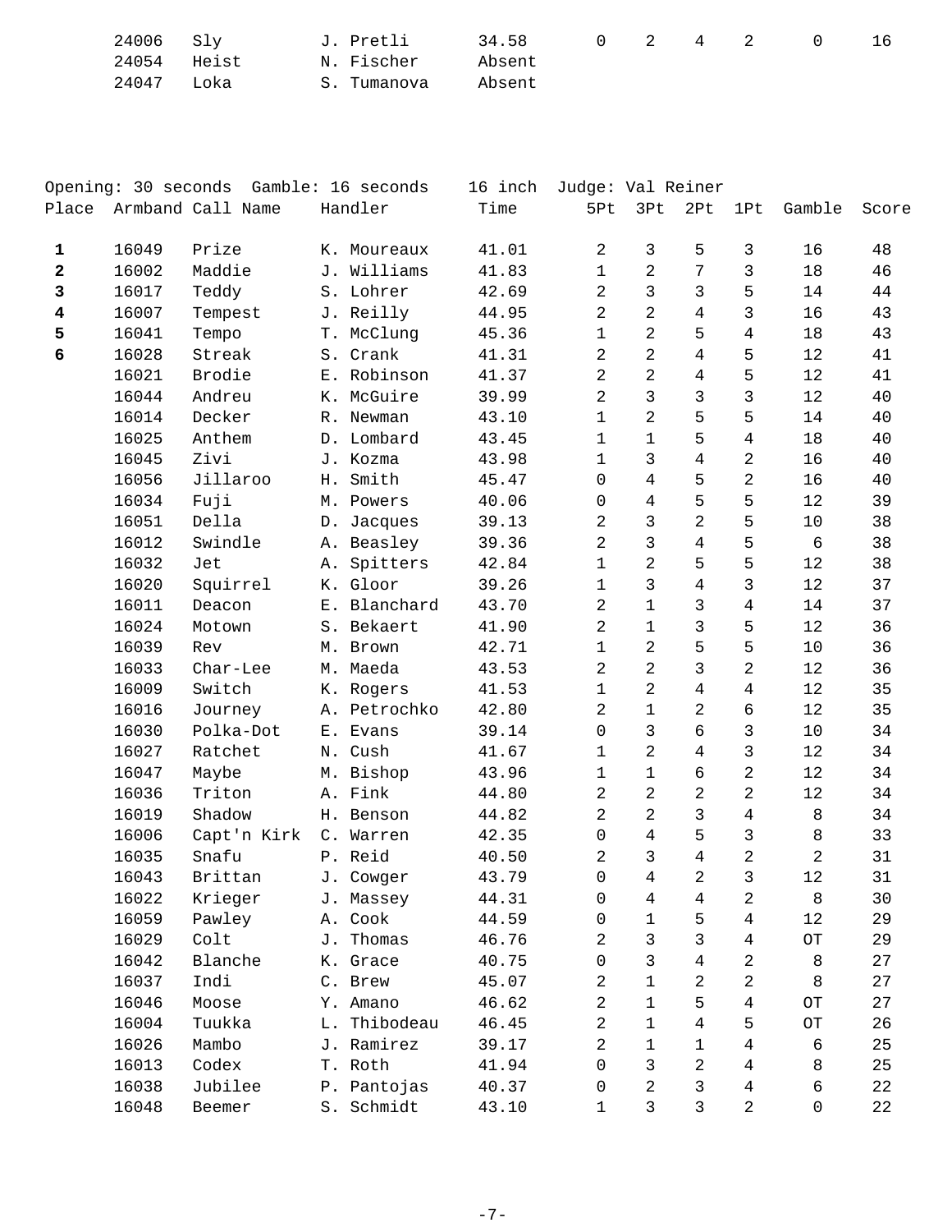| Place | Armband | Call Name | Handler | Time | 5Pt | 3Pt | 2Pt | 1Pt | Gamble | Score |
|---|---|---|---|---|---|---|---|---|---|---|
| | 24006 | Sly | J. Pretli | 34.58 | 0 | 2 | 4 | 2 | 0 | 16 |
| | 24054 | Heist | N. Fischer | Absent | | | | | | |
| | 24047 | Loka | S. Tumanova | Absent | | | | | | |

Opening: 30 seconds  Gamble: 16 seconds  16 inch  Judge: Val Reiner

| Place | Armband | Call Name | Handler | Time | 5Pt | 3Pt | 2Pt | 1Pt | Gamble | Score |
|---|---|---|---|---|---|---|---|---|---|---|
| **1** | 16049 | Prize | K. Moureaux | 41.01 | 2 | 3 | 5 | 3 | 16 | 48 |
| **2** | 16002 | Maddie | J. Williams | 41.83 | 1 | 2 | 7 | 3 | 18 | 46 |
| **3** | 16017 | Teddy | S. Lohrer | 42.69 | 2 | 3 | 3 | 5 | 14 | 44 |
| **4** | 16007 | Tempest | J. Reilly | 44.95 | 2 | 2 | 4 | 3 | 16 | 43 |
| **5** | 16041 | Tempo | T. McClung | 45.36 | 1 | 2 | 5 | 4 | 18 | 43 |
| **6** | 16028 | Streak | S. Crank | 41.31 | 2 | 2 | 4 | 5 | 12 | 41 |
| | 16021 | Brodie | E. Robinson | 41.37 | 2 | 2 | 4 | 5 | 12 | 41 |
| | 16044 | Andreu | K. McGuire | 39.99 | 2 | 3 | 3 | 3 | 12 | 40 |
| | 16014 | Decker | R. Newman | 43.10 | 1 | 2 | 5 | 5 | 14 | 40 |
| | 16025 | Anthem | D. Lombard | 43.45 | 1 | 1 | 5 | 4 | 18 | 40 |
| | 16045 | Zivi | J. Kozma | 43.98 | 1 | 3 | 4 | 2 | 16 | 40 |
| | 16056 | Jillaroo | H. Smith | 45.47 | 0 | 4 | 5 | 2 | 16 | 40 |
| | 16034 | Fuji | M. Powers | 40.06 | 0 | 4 | 5 | 5 | 12 | 39 |
| | 16051 | Della | D. Jacques | 39.13 | 2 | 3 | 2 | 5 | 10 | 38 |
| | 16012 | Swindle | A. Beasley | 39.36 | 2 | 3 | 4 | 5 | 6 | 38 |
| | 16032 | Jet | A. Spitters | 42.84 | 1 | 2 | 5 | 5 | 12 | 38 |
| | 16020 | Squirrel | K. Gloor | 39.26 | 1 | 3 | 4 | 3 | 12 | 37 |
| | 16011 | Deacon | E. Blanchard | 43.70 | 2 | 1 | 3 | 4 | 14 | 37 |
| | 16024 | Motown | S. Bekaert | 41.90 | 2 | 1 | 3 | 5 | 12 | 36 |
| | 16039 | Rev | M. Brown | 42.71 | 1 | 2 | 5 | 5 | 10 | 36 |
| | 16033 | Char-Lee | M. Maeda | 43.53 | 2 | 2 | 3 | 2 | 12 | 36 |
| | 16009 | Switch | K. Rogers | 41.53 | 1 | 2 | 4 | 4 | 12 | 35 |
| | 16016 | Journey | A. Petrochko | 42.80 | 2 | 1 | 2 | 6 | 12 | 35 |
| | 16030 | Polka-Dot | E. Evans | 39.14 | 0 | 3 | 6 | 3 | 10 | 34 |
| | 16027 | Ratchet | N. Cush | 41.67 | 1 | 2 | 4 | 3 | 12 | 34 |
| | 16047 | Maybe | M. Bishop | 43.96 | 1 | 1 | 6 | 2 | 12 | 34 |
| | 16036 | Triton | A. Fink | 44.80 | 2 | 2 | 2 | 2 | 12 | 34 |
| | 16019 | Shadow | H. Benson | 44.82 | 2 | 2 | 3 | 4 | 8 | 34 |
| | 16006 | Capt'n Kirk | C. Warren | 42.35 | 0 | 4 | 5 | 3 | 8 | 33 |
| | 16035 | Snafu | P. Reid | 40.50 | 2 | 3 | 4 | 2 | 2 | 31 |
| | 16043 | Brittan | J. Cowger | 43.79 | 0 | 4 | 2 | 3 | 12 | 31 |
| | 16022 | Krieger | J. Massey | 44.31 | 0 | 4 | 4 | 2 | 8 | 30 |
| | 16059 | Pawley | A. Cook | 44.59 | 0 | 1 | 5 | 4 | 12 | 29 |
| | 16029 | Colt | J. Thomas | 46.76 | 2 | 3 | 3 | 4 | OT | 29 |
| | 16042 | Blanche | K. Grace | 40.75 | 0 | 3 | 4 | 2 | 8 | 27 |
| | 16037 | Indi | C. Brew | 45.07 | 2 | 1 | 2 | 2 | 8 | 27 |
| | 16046 | Moose | Y. Amano | 46.62 | 2 | 1 | 5 | 4 | OT | 27 |
| | 16004 | Tuukka | L. Thibodeau | 46.45 | 2 | 1 | 4 | 5 | OT | 26 |
| | 16026 | Mambo | J. Ramirez | 39.17 | 2 | 1 | 1 | 4 | 6 | 25 |
| | 16013 | Codex | T. Roth | 41.94 | 0 | 3 | 2 | 4 | 8 | 25 |
| | 16038 | Jubilee | P. Pantojas | 40.37 | 0 | 2 | 3 | 4 | 6 | 22 |
| | 16048 | Beemer | S. Schmidt | 43.10 | 1 | 3 | 3 | 2 | 0 | 22 |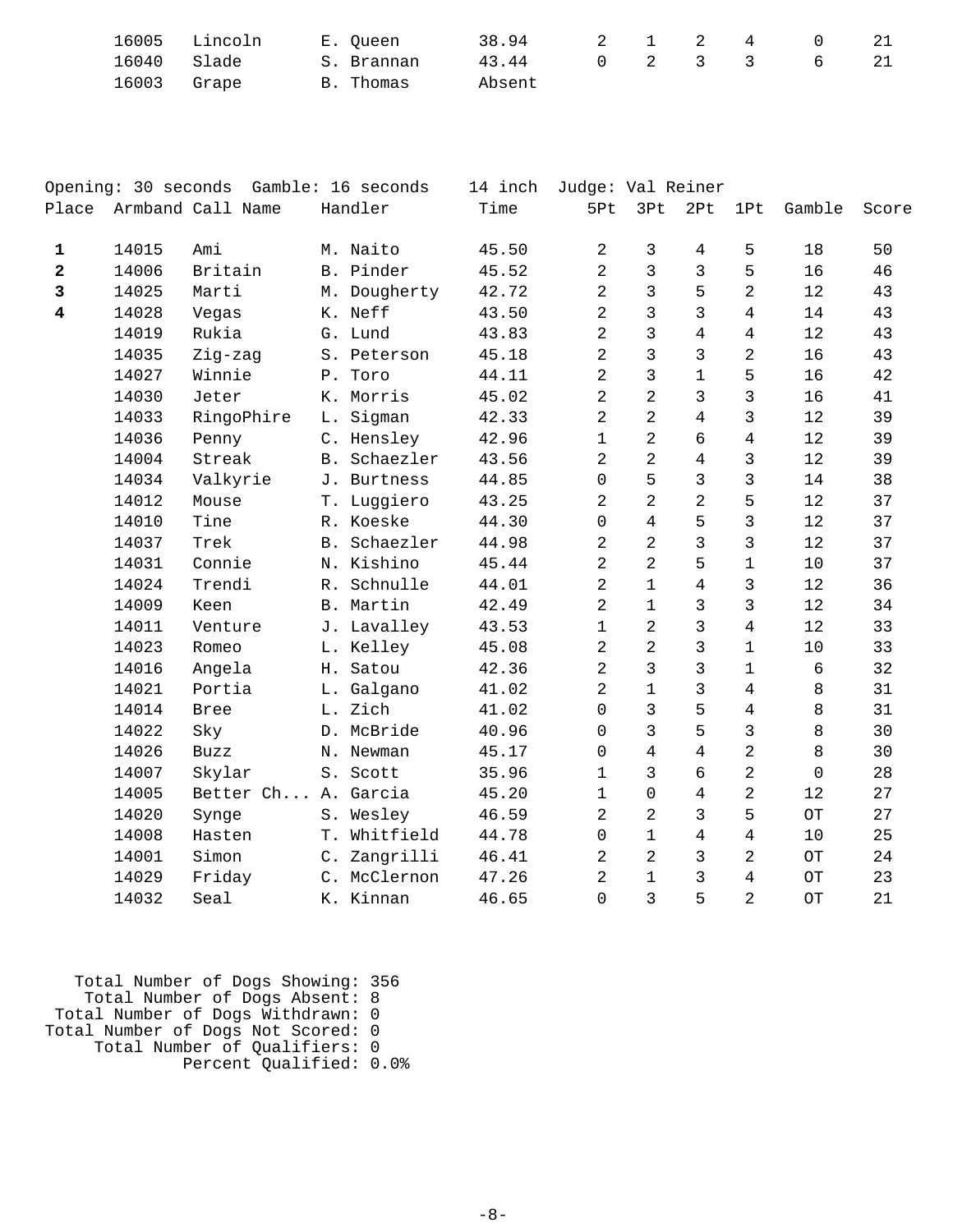| | | | | | | | | | | |
|---|---|---|---|---|---|---|---|---|---|---|
| | 16005 | Lincoln | E. Queen | 38.94 | 2 | 1 | 2 | 4 | 0 | 21 |
| | 16040 | Slade | S. Brannan | 43.44 | 0 | 2 | 3 | 3 | 6 | 21 |
| | 16003 | Grape | B. Thomas | Absent | | | | | | |

Opening: 30 seconds  Gamble: 16 seconds  14 inch  Judge: Val Reiner

| Place | Armband | Call Name | Handler | Time | 5Pt | 3Pt | 2Pt | 1Pt | Gamble | Score |
|---|---|---|---|---|---|---|---|---|---|---|
| **1** | 14015 | Ami | M. Naito | 45.50 | 2 | 3 | 4 | 5 | 18 | 50 |
| **2** | 14006 | Britain | B. Pinder | 45.52 | 2 | 3 | 3 | 5 | 16 | 46 |
| **3** | 14025 | Marti | M. Dougherty | 42.72 | 2 | 3 | 5 | 2 | 12 | 43 |
| **4** | 14028 | Vegas | K. Neff | 43.50 | 2 | 3 | 3 | 4 | 14 | 43 |
| | 14019 | Rukia | G. Lund | 43.83 | 2 | 3 | 4 | 4 | 12 | 43 |
| | 14035 | Zig-zag | S. Peterson | 45.18 | 2 | 3 | 3 | 2 | 16 | 43 |
| | 14027 | Winnie | P. Toro | 44.11 | 2 | 3 | 1 | 5 | 16 | 42 |
| | 14030 | Jeter | K. Morris | 45.02 | 2 | 2 | 3 | 3 | 16 | 41 |
| | 14033 | RingoPhire | L. Sigman | 42.33 | 2 | 2 | 4 | 3 | 12 | 39 |
| | 14036 | Penny | C. Hensley | 42.96 | 1 | 2 | 6 | 4 | 12 | 39 |
| | 14004 | Streak | B. Schaezler | 43.56 | 2 | 2 | 4 | 3 | 12 | 39 |
| | 14034 | Valkyrie | J. Burtness | 44.85 | 0 | 5 | 3 | 3 | 14 | 38 |
| | 14012 | Mouse | T. Luggiero | 43.25 | 2 | 2 | 2 | 5 | 12 | 37 |
| | 14010 | Tine | R. Koeske | 44.30 | 0 | 4 | 5 | 3 | 12 | 37 |
| | 14037 | Trek | B. Schaezler | 44.98 | 2 | 2 | 3 | 3 | 12 | 37 |
| | 14031 | Connie | N. Kishino | 45.44 | 2 | 2 | 5 | 1 | 10 | 37 |
| | 14024 | Trendi | R. Schnulle | 44.01 | 2 | 1 | 4 | 3 | 12 | 36 |
| | 14009 | Keen | B. Martin | 42.49 | 2 | 1 | 3 | 3 | 12 | 34 |
| | 14011 | Venture | J. Lavalley | 43.53 | 1 | 2 | 3 | 4 | 12 | 33 |
| | 14023 | Romeo | L. Kelley | 45.08 | 2 | 2 | 3 | 1 | 10 | 33 |
| | 14016 | Angela | H. Satou | 42.36 | 2 | 3 | 3 | 1 | 6 | 32 |
| | 14021 | Portia | L. Galgano | 41.02 | 2 | 1 | 3 | 4 | 8 | 31 |
| | 14014 | Bree | L. Zich | 41.02 | 0 | 3 | 5 | 4 | 8 | 31 |
| | 14022 | Sky | D. McBride | 40.96 | 0 | 3 | 5 | 3 | 8 | 30 |
| | 14026 | Buzz | N. Newman | 45.17 | 0 | 4 | 4 | 2 | 8 | 30 |
| | 14007 | Skylar | S. Scott | 35.96 | 1 | 3 | 6 | 2 | 0 | 28 |
| | 14005 | Better Ch... | A. Garcia | 45.20 | 1 | 0 | 4 | 2 | 12 | 27 |
| | 14020 | Synge | S. Wesley | 46.59 | 2 | 2 | 3 | 5 | OT | 27 |
| | 14008 | Hasten | T. Whitfield | 44.78 | 0 | 1 | 4 | 4 | 10 | 25 |
| | 14001 | Simon | C. Zangrilli | 46.41 | 2 | 2 | 3 | 2 | OT | 24 |
| | 14029 | Friday | C. McClernon | 47.26 | 2 | 1 | 3 | 4 | OT | 23 |
| | 14032 | Seal | K. Kinnan | 46.65 | 0 | 3 | 5 | 2 | OT | 21 |

Total Number of Dogs Showing: 356
Total Number of Dogs Absent: 8
Total Number of Dogs Withdrawn: 0
Total Number of Dogs Not Scored: 0
Total Number of Qualifiers: 0
Percent Qualified: 0.0%